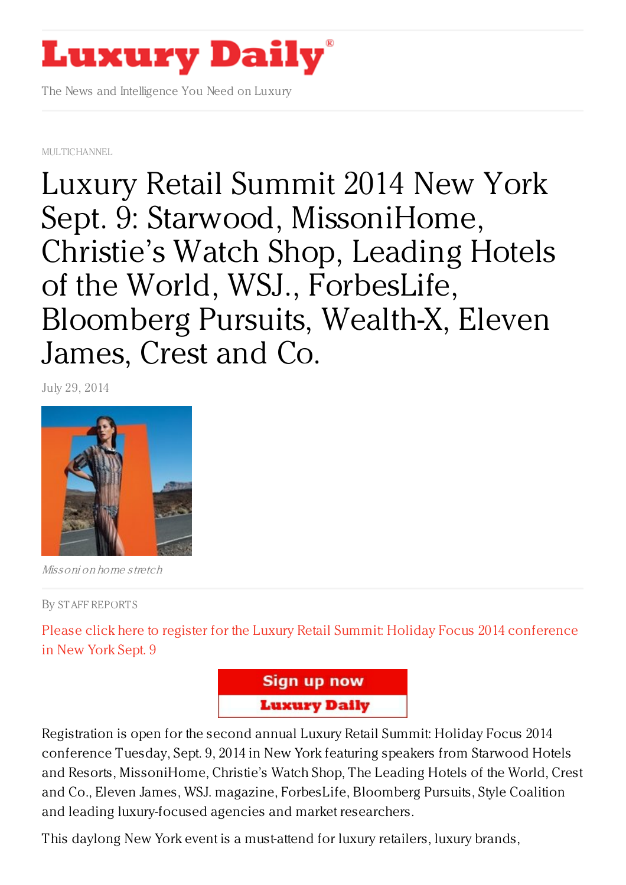# Luxury Daily

The News and Intelligence You Need on Luxury

MULTICHANNEL

# Luxury Retail Summit 2014 New York Sept. 9: Starwood, MissoniHome, Christie's Watch Shop, Leading Hotels of the World, WSJ., ForbesLife, Bloomberg Pursuits, Wealth-X, Eleven James, Crest and Co.

July 29, 2014

*Missoni on home stretch*

By STAFF REPORTS

Please click here to register for the Luxury Retail Summit: Holiday Focus 2014 conference in New York Sept. 9

**Sign up now**
**Luxury Daily**

Registration is open for the second annual Luxury Retail Summit: Holiday Focus 2014 conference Tuesday, Sept. 9, 2014 in New York featuring speakers from Starwood Hotels and Resorts, MissoniHome, Christie's Watch Shop, The Leading Hotels of the World, Crest and Co., Eleven James, WSJ. magazine, ForbesLife, Bloomberg Pursuits, Style Coalition and leading luxury-focused agencies and market researchers.

This daylong New York event is a must-attend for luxury retailers, luxury brands,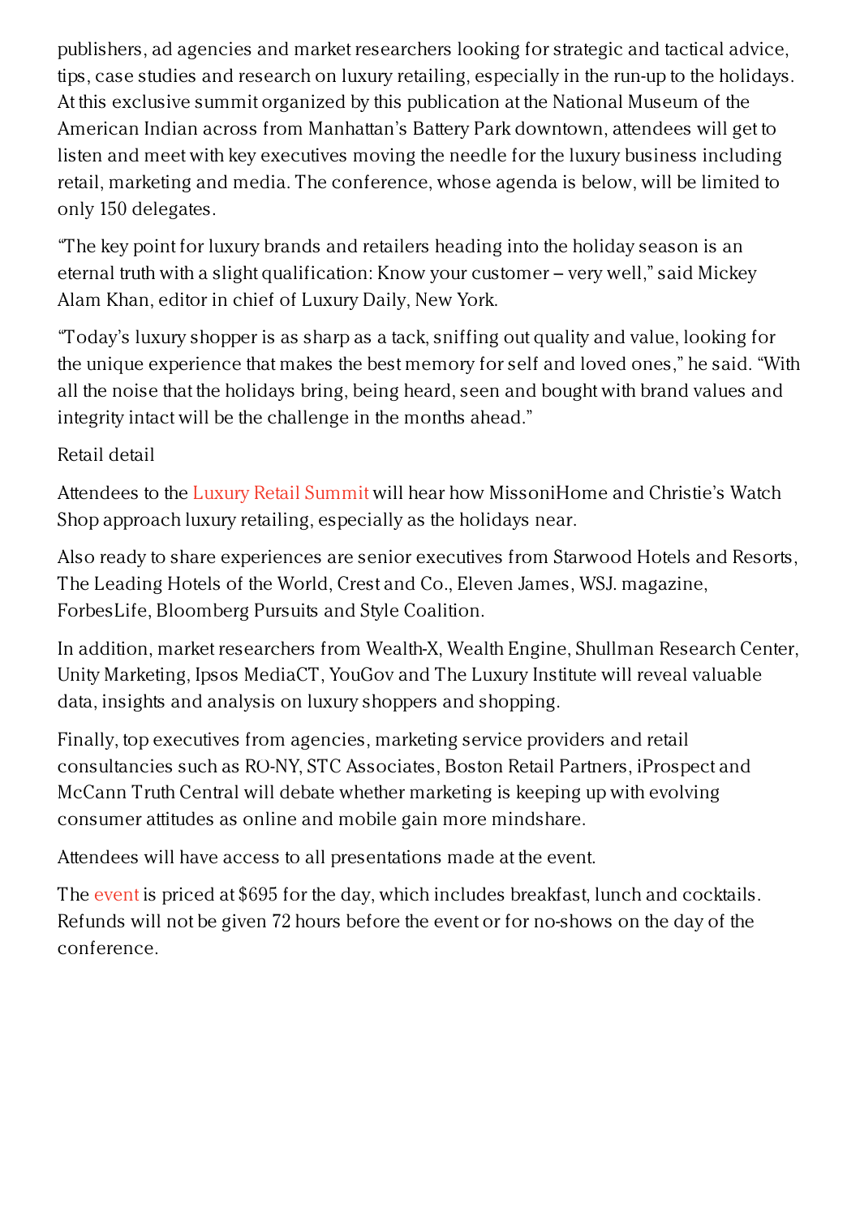publishers, ad agencies and market researchers looking for strategic and tactical advice, tips, case studies and research on luxury retailing, especially in the run-up to the holidays. At this exclusive summit organized by this publication at the National Museum of the American Indian across from Manhattan's Battery Park downtown, attendees will get to listen and meet with key executives moving the needle for the luxury business including retail, marketing and media. The conference, whose agenda is below, will be limited to only 150 delegates.

"The key point for luxury brands and retailers heading into the holiday season is an eternal truth with a slight qualification: Know your customer – very well," said Mickey Alam Khan, editor in chief of Luxury Daily, New York.

"Today's luxury shopper is as sharp as a tack, sniffing out quality and value, looking for the unique experience that makes the best memory for self and loved ones," he said. "With all the noise that the holidays bring, being heard, seen and bought with brand values and integrity intact will be the challenge in the months ahead."

Retail detail

Attendees to the Luxury Retail Summit will hear how MissoniHome and Christie's Watch Shop approach luxury retailing, especially as the holidays near.

Also ready to share experiences are senior executives from Starwood Hotels and Resorts, The Leading Hotels of the World, Crest and Co., Eleven James, WSJ. magazine, ForbesLife, Bloomberg Pursuits and Style Coalition.

In addition, market researchers from Wealth-X, Wealth Engine, Shullman Research Center, Unity Marketing, Ipsos MediaCT, YouGov and The Luxury Institute will reveal valuable data, insights and analysis on luxury shoppers and shopping.

Finally, top executives from agencies, marketing service providers and retail consultancies such as RO-NY, STC Associates, Boston Retail Partners, iProspect and McCann Truth Central will debate whether marketing is keeping up with evolving consumer attitudes as online and mobile gain more mindshare.

Attendees will have access to all presentations made at the event.

The event is priced at $695 for the day, which includes breakfast, lunch and cocktails. Refunds will not be given 72 hours before the event or for no-shows on the day of the conference.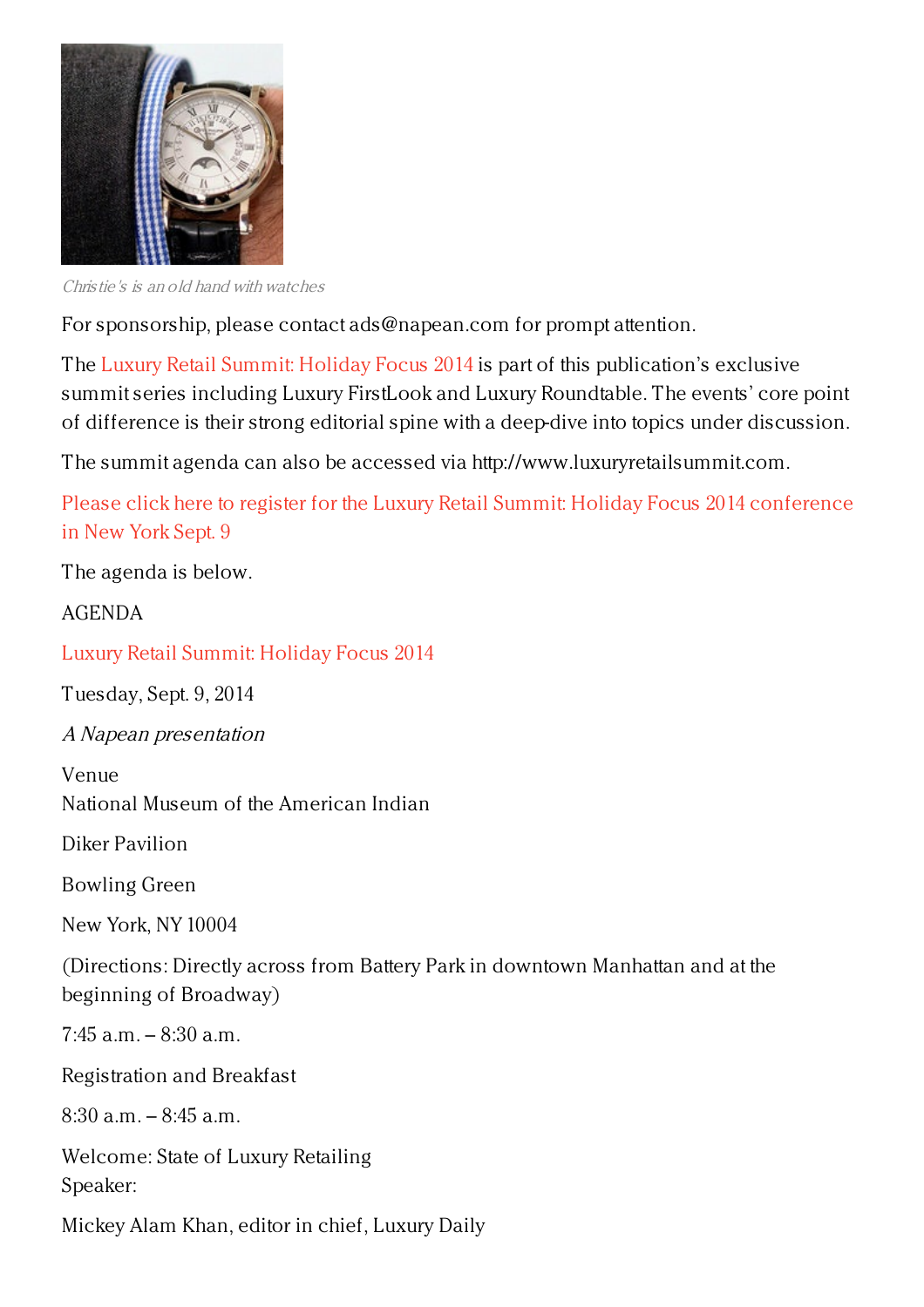*Christie's is an old hand with watches*

For sponsorship, please contact ads@napean.com for prompt attention.

The Luxury Retail Summit: Holiday Focus 2014 is part of this publication's exclusive summit series including Luxury FirstLook and Luxury Roundtable. The events' core point of difference is their strong editorial spine with a deep-dive into topics under discussion.

The summit agenda can also be accessed via http://www.luxuryretailsummit.com.

Please click here to register for the Luxury Retail Summit: Holiday Focus 2014 conference in New York Sept. 9

The agenda is below.

AGENDA

Luxury Retail Summit: Holiday Focus 2014

Tuesday, Sept. 9, 2014

*A Napean presentation*

Venue
National Museum of the American Indian

Diker Pavilion

Bowling Green

New York, NY 10004

(Directions: Directly across from Battery Park in downtown Manhattan and at the beginning of Broadway)

7:45 a.m. – 8:30 a.m.

Registration and Breakfast

8:30 a.m. – 8:45 a.m.

Welcome: State of Luxury Retailing
Speaker:

Mickey Alam Khan, editor in chief, Luxury Daily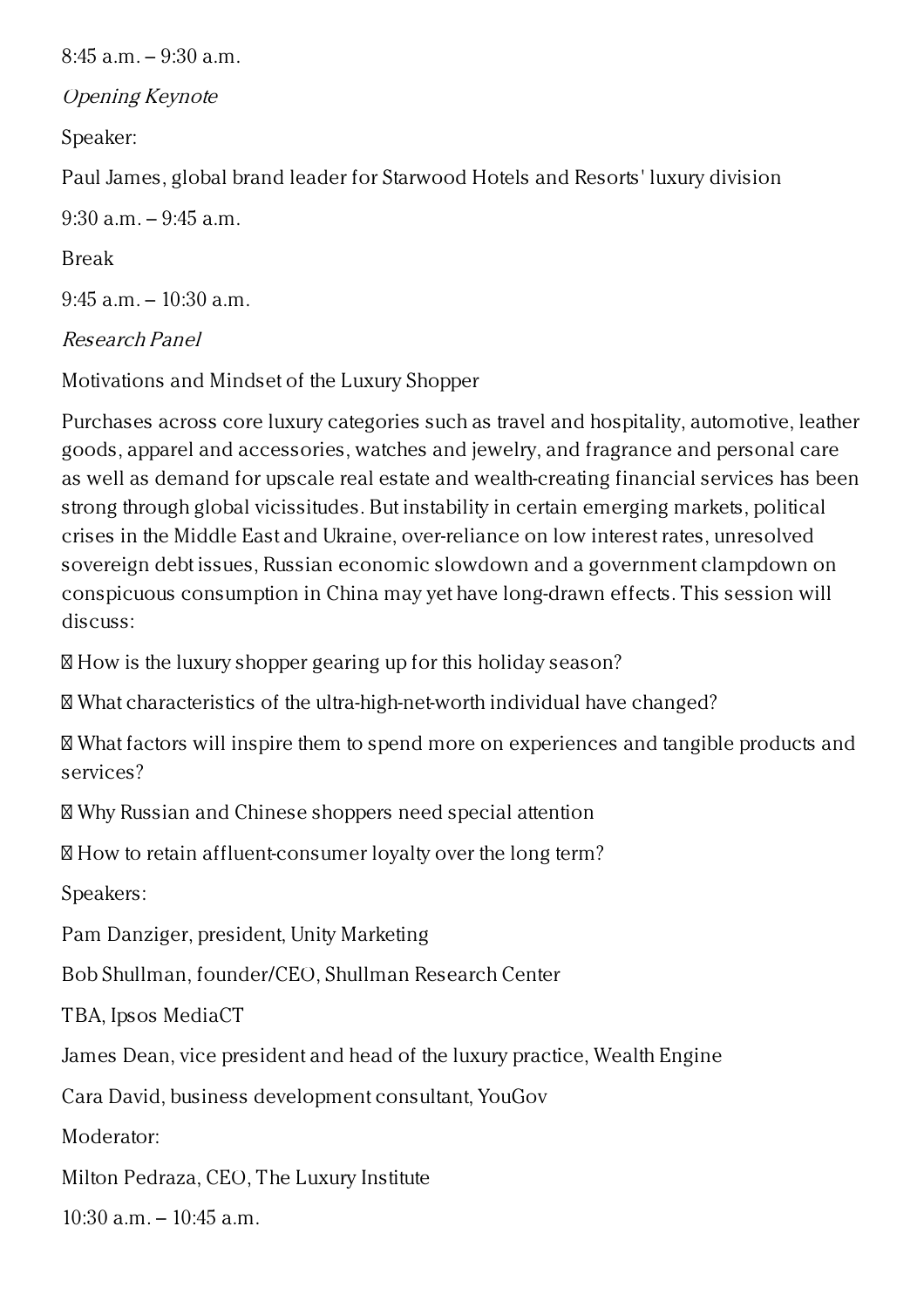8:45 a.m. – 9:30 a.m.

*Opening Keynote*

Speaker:

Paul James, global brand leader for Starwood Hotels and Resorts' luxury division

9:30 a.m. – 9:45 a.m.

Break

9:45 a.m. – 10:30 a.m.

*Research Panel*

Motivations and Mindset of the Luxury Shopper

Purchases across core luxury categories such as travel and hospitality, automotive, leather goods, apparel and accessories, watches and jewelry, and fragrance and personal care as well as demand for upscale real estate and wealth-creating financial services has been strong through global vicissitudes. But instability in certain emerging markets, political crises in the Middle East and Ukraine, over-reliance on low interest rates, unresolved sovereign debt issues, Russian economic slowdown and a government clampdown on conspicuous consumption in China may yet have long-drawn effects. This session will discuss:

- How is the luxury shopper gearing up for this holiday season?
- What characteristics of the ultra-high-net-worth individual have changed?
- What factors will inspire them to spend more on experiences and tangible products and services?
- Why Russian and Chinese shoppers need special attention
- How to retain affluent-consumer loyalty over the long term?

Speakers:

Pam Danziger, president, Unity Marketing

Bob Shullman, founder/CEO, Shullman Research Center

TBA, Ipsos MediaCT

James Dean, vice president and head of the luxury practice, Wealth Engine

Cara David, business development consultant, YouGov

Moderator:

Milton Pedraza, CEO, The Luxury Institute

10:30 a.m. – 10:45 a.m.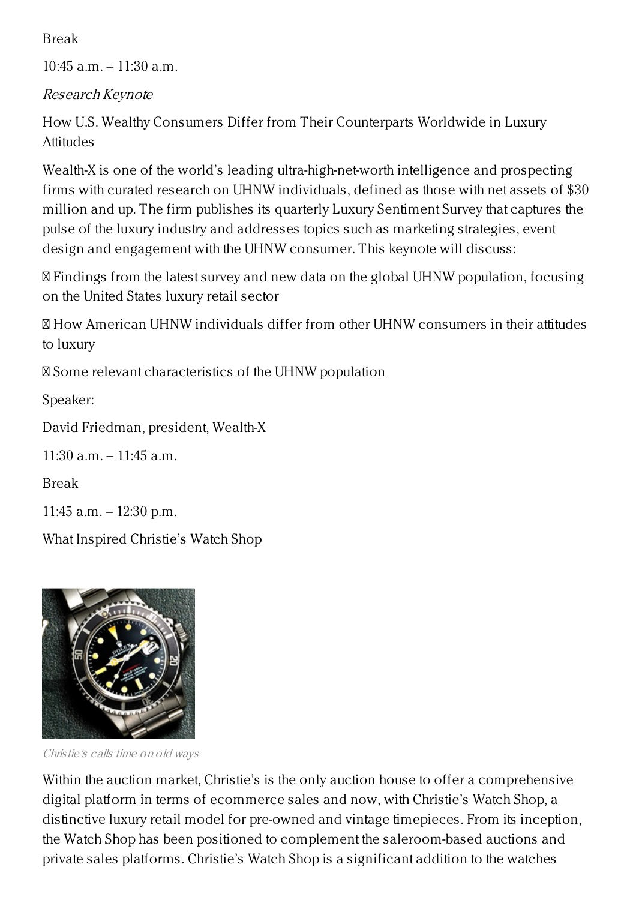Break

10:45 a.m. – 11:30 a.m.

*Research Keynote*

How U.S. Wealthy Consumers Differ from Their Counterparts Worldwide in Luxury Attitudes

Wealth-X is one of the world's leading ultra-high-net-worth intelligence and prospecting firms with curated research on UHNW individuals, defined as those with net assets of $30 million and up. The firm publishes its quarterly Luxury Sentiment Survey that captures the pulse of the luxury industry and addresses topics such as marketing strategies, event design and engagement with the UHNW consumer. This keynote will discuss:

- Findings from the latest survey and new data on the global UHNW population, focusing on the United States luxury retail sector
- How American UHNW individuals differ from other UHNW consumers in their attitudes to luxury
- Some relevant characteristics of the UHNW population

Speaker:

David Friedman, president, Wealth-X

11:30 a.m. – 11:45 a.m.

Break

11:45 a.m. – 12:30 p.m.

What Inspired Christie's Watch Shop

*Christie's calls time on old ways*

Within the auction market, Christie's is the only auction house to offer a comprehensive digital platform in terms of ecommerce sales and now, with Christie's Watch Shop, a distinctive luxury retail model for pre-owned and vintage timepieces. From its inception, the Watch Shop has been positioned to complement the saleroom-based auctions and private sales platforms. Christie's Watch Shop is a significant addition to the watches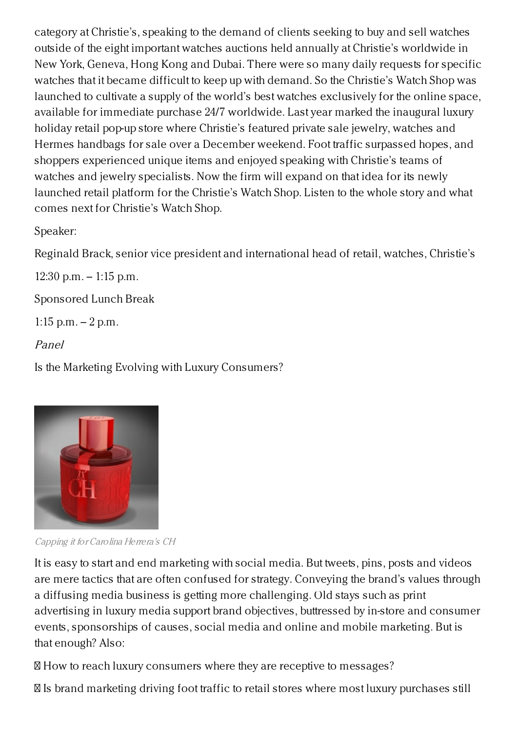category at Christie's, speaking to the demand of clients seeking to buy and sell watches outside of the eight important watches auctions held annually at Christie's worldwide in New York, Geneva, Hong Kong and Dubai. There were so many daily requests for specific watches that it became difficult to keep up with demand. So the Christie's Watch Shop was launched to cultivate a supply of the world's best watches exclusively for the online space, available for immediate purchase 24/7 worldwide. Last year marked the inaugural luxury holiday retail pop-up store where Christie's featured private sale jewelry, watches and Hermes handbags for sale over a December weekend. Foot traffic surpassed hopes, and shoppers experienced unique items and enjoyed speaking with Christie's teams of watches and jewelry specialists. Now the firm will expand on that idea for its newly launched retail platform for the Christie's Watch Shop. Listen to the whole story and what comes next for Christie's Watch Shop.

Speaker:

Reginald Brack, senior vice president and international head of retail, watches, Christie's

12:30 p.m. – 1:15 p.m.

Sponsored Lunch Break

1:15 p.m. – 2 p.m.

*Panel*

Is the Marketing Evolving with Luxury Consumers?

*Capping it for Carolina Herrera's CH*

It is easy to start and end marketing with social media. But tweets, pins, posts and videos are mere tactics that are often confused for strategy. Conveying the brand's values through a diffusing media business is getting more challenging. Old stays such as print advertising in luxury media support brand objectives, buttressed by in-store and consumer events, sponsorships of causes, social media and online and mobile marketing. But is that enough? Also:

- How to reach luxury consumers where they are receptive to messages?
- Is brand marketing driving foot traffic to retail stores where most luxury purchases still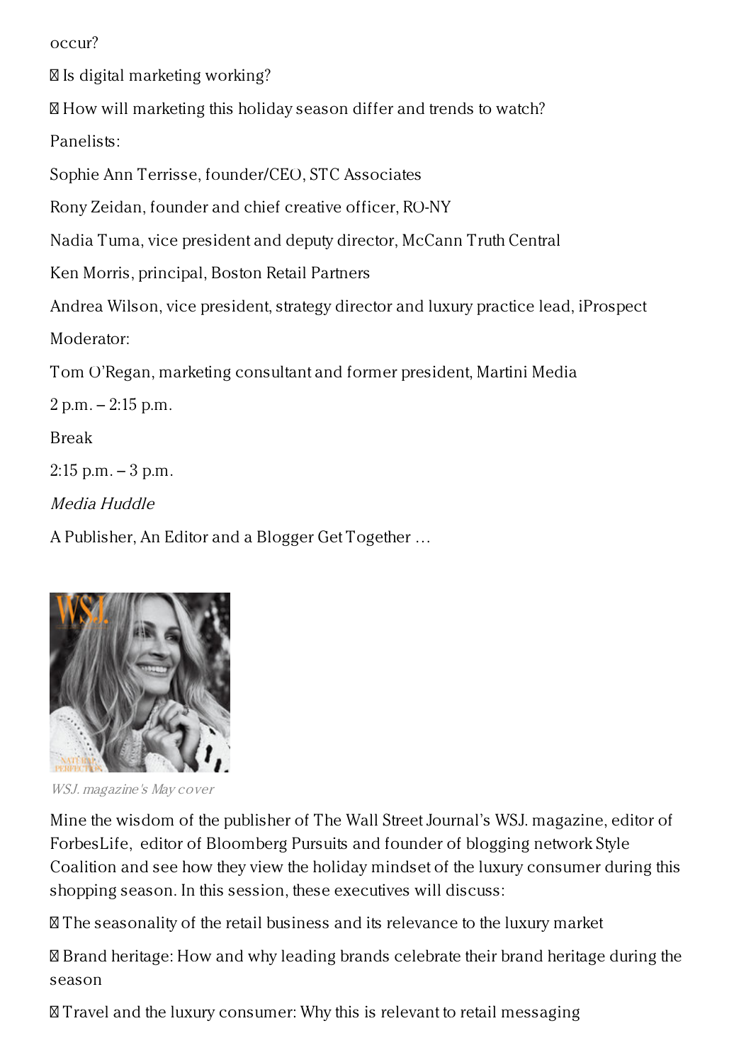occur?

 Is digital marketing working?

 How will marketing this holiday season differ and trends to watch?

Panelists:

Sophie Ann Terrisse, founder/CEO, STC Associates

Rony Zeidan, founder and chief creative officer, RO-NY

Nadia Tuma, vice president and deputy director, McCann Truth Central

Ken Morris, principal, Boston Retail Partners

Andrea Wilson, vice president, strategy director and luxury practice lead, iProspect

Moderator:

Tom O'Regan, marketing consultant and former president, Martini Media

2 p.m. – 2:15 p.m.

Break

2:15 p.m. – 3 p.m.

*Media Huddle*

A Publisher, An Editor and a Blogger Get Together …

*WSJ. magazine's May cover*

Mine the wisdom of the publisher of The Wall Street Journal's WSJ. magazine, editor of ForbesLife, editor of Bloomberg Pursuits and founder of blogging network Style Coalition and see how they view the holiday mindset of the luxury consumer during this shopping season. In this session, these executives will discuss:

 The seasonality of the retail business and its relevance to the luxury market

 Brand heritage: How and why leading brands celebrate their brand heritage during the season

 Travel and the luxury consumer: Why this is relevant to retail messaging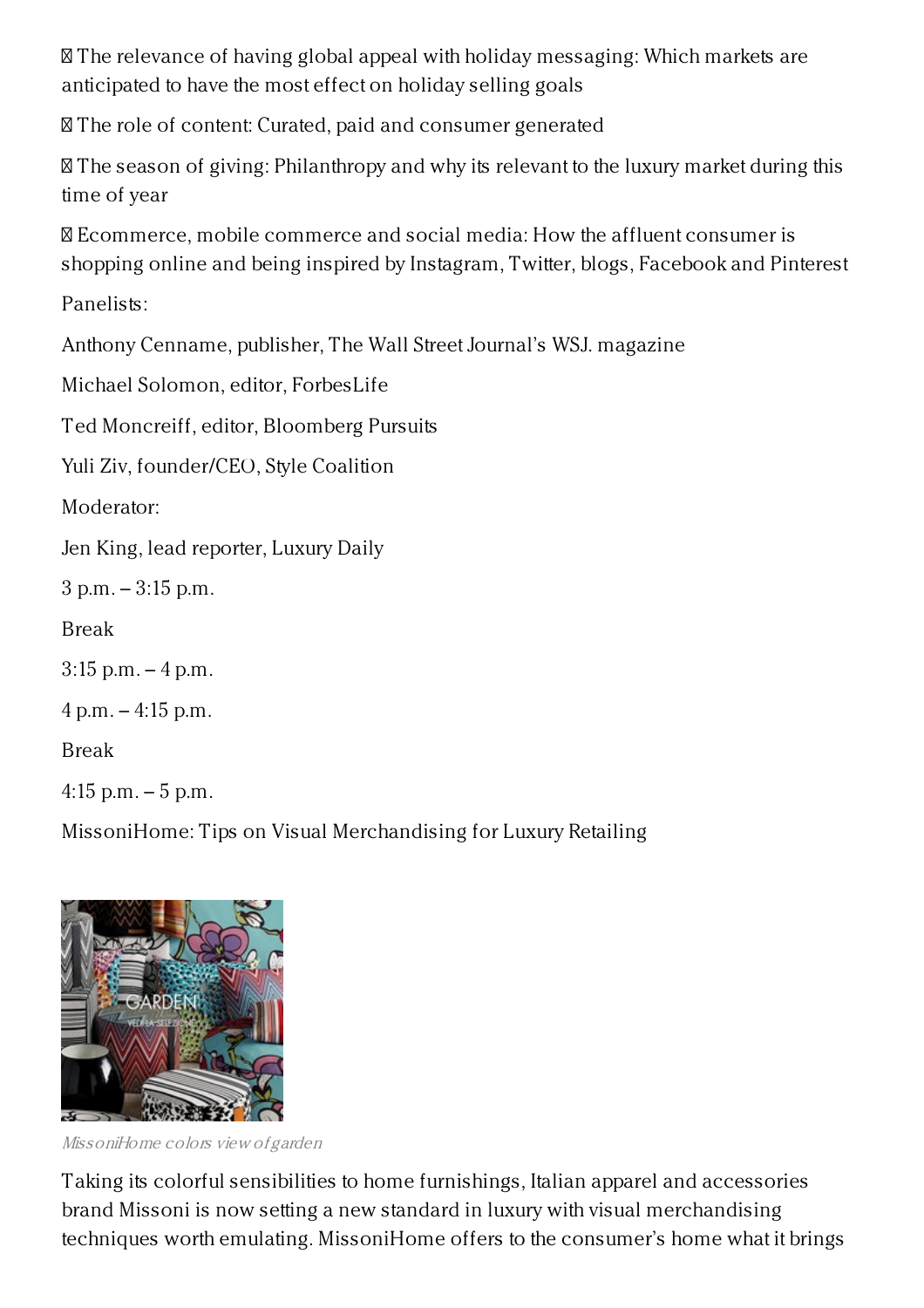The relevance of having global appeal with holiday messaging: Which markets are anticipated to have the most effect on holiday selling goals

 The role of content: Curated, paid and consumer generated

 The season of giving: Philanthropy and why its relevant to the luxury market during this time of year

 Ecommerce, mobile commerce and social media: How the affluent consumer is shopping online and being inspired by Instagram, Twitter, blogs, Facebook and Pinterest

Panelists:

Anthony Cenname, publisher, The Wall Street Journal's WSJ. magazine

Michael Solomon, editor, ForbesLife

Ted Moncreiff, editor, Bloomberg Pursuits

Yuli Ziv, founder/CEO, Style Coalition

Moderator:

Jen King, lead reporter, Luxury Daily

3 p.m. – 3:15 p.m.

Break

3:15 p.m. – 4 p.m.

4 p.m. – 4:15 p.m.

Break

4:15 p.m. – 5 p.m.

MissoniHome: Tips on Visual Merchandising for Luxury Retailing

*MissoniHome colors view of garden*

Taking its colorful sensibilities to home furnishings, Italian apparel and accessories brand Missoni is now setting a new standard in luxury with visual merchandising techniques worth emulating. MissoniHome offers to the consumer's home what it brings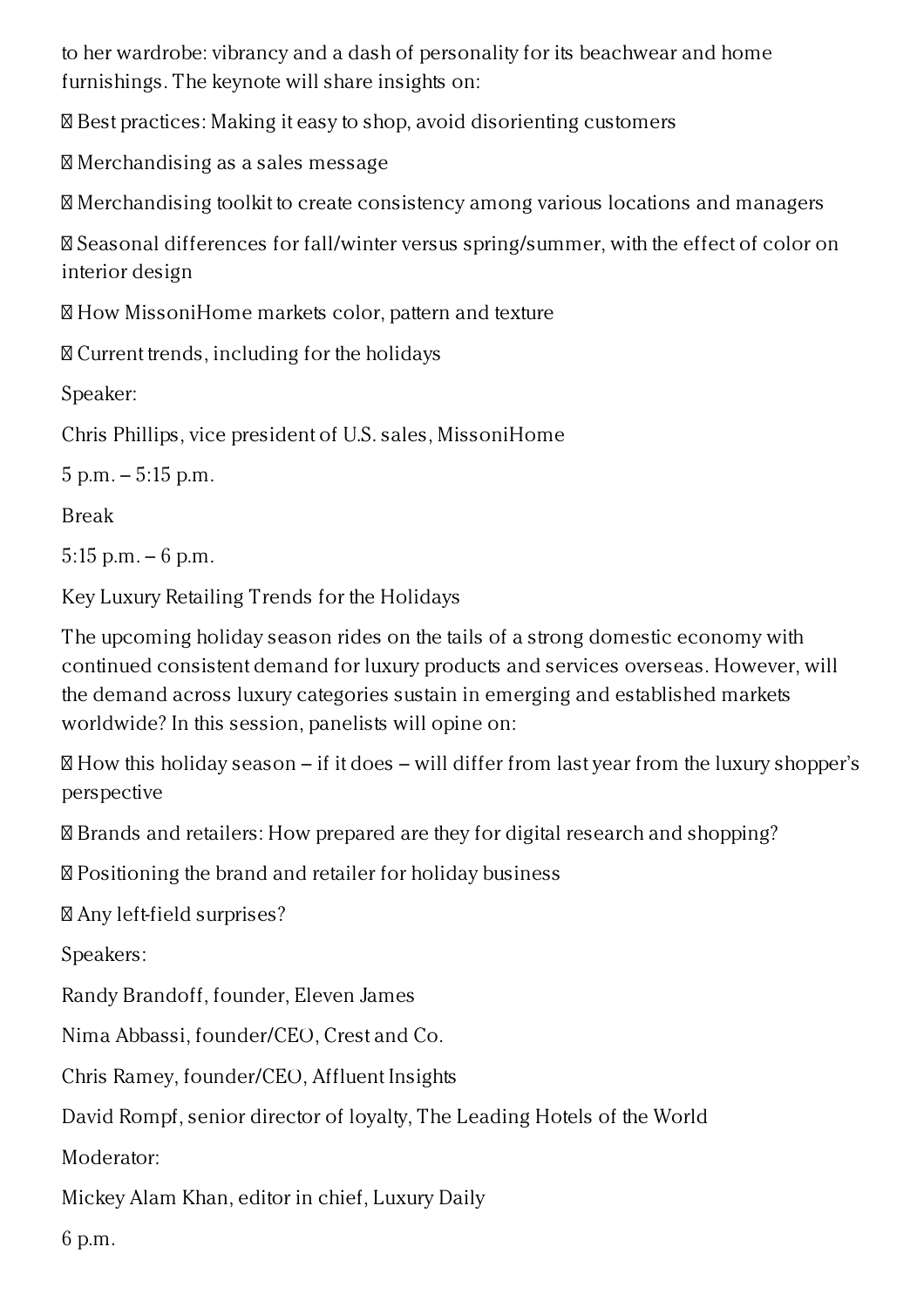to her wardrobe: vibrancy and a dash of personality for its beachwear and home furnishings. The keynote will share insights on:

- Best practices: Making it easy to shop, avoid disorienting customers
- Merchandising as a sales message
- Merchandising toolkit to create consistency among various locations and managers
- Seasonal differences for fall/winter versus spring/summer, with the effect of color on interior design
- How MissoniHome markets color, pattern and texture
- Current trends, including for the holidays

Speaker:

Chris Phillips, vice president of U.S. sales, MissoniHome

5 p.m. – 5:15 p.m.

Break

5:15 p.m. – 6 p.m.

Key Luxury Retailing Trends for the Holidays

The upcoming holiday season rides on the tails of a strong domestic economy with continued consistent demand for luxury products and services overseas. However, will the demand across luxury categories sustain in emerging and established markets worldwide? In this session, panelists will opine on:

- How this holiday season – if it does – will differ from last year from the luxury shopper's perspective
- Brands and retailers: How prepared are they for digital research and shopping?
- Positioning the brand and retailer for holiday business
- Any left-field surprises?

Speakers:

Randy Brandoff, founder, Eleven James

Nima Abbassi, founder/CEO, Crest and Co.

Chris Ramey, founder/CEO, Affluent Insights

David Rompf, senior director of loyalty, The Leading Hotels of the World

Moderator:

Mickey Alam Khan, editor in chief, Luxury Daily

6 p.m.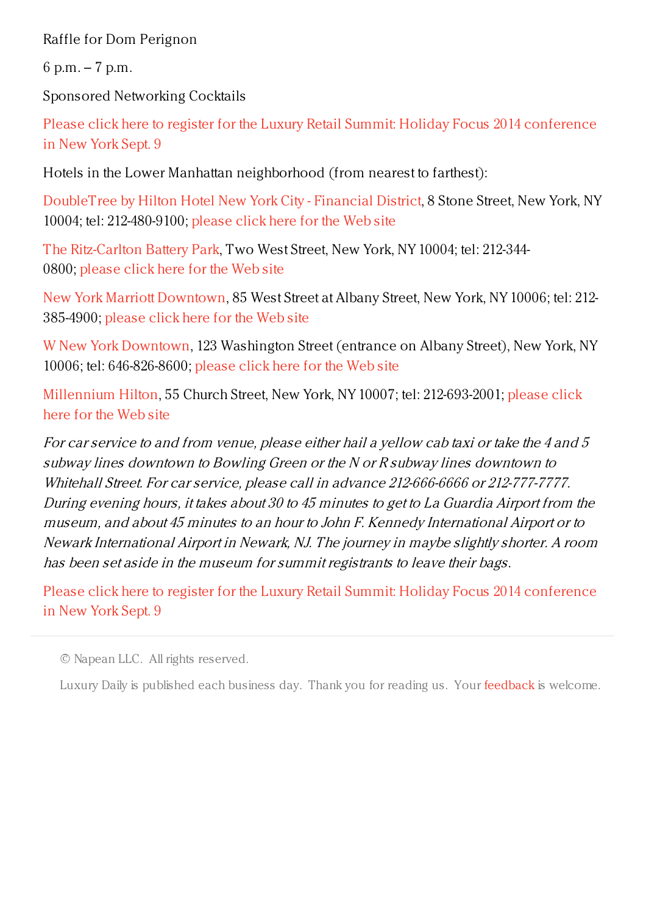Raffle for Dom Perignon

6 p.m. – 7 p.m.

Sponsored Networking Cocktails

Please click here to register for the Luxury Retail Summit: Holiday Focus 2014 conference in New York Sept. 9

Hotels in the Lower Manhattan neighborhood (from nearest to farthest):

DoubleTree by Hilton Hotel New York City - Financial District, 8 Stone Street, New York, NY 10004; tel: 212-480-9100; please click here for the Web site

The Ritz-Carlton Battery Park, Two West Street, New York, NY 10004; tel: 212-344-0800; please click here for the Web site

New York Marriott Downtown, 85 West Street at Albany Street, New York, NY 10006; tel: 212-385-4900; please click here for the Web site

W New York Downtown, 123 Washington Street (entrance on Albany Street), New York, NY 10006; tel: 646-826-8600; please click here for the Web site

Millennium Hilton, 55 Church Street, New York, NY 10007; tel: 212-693-2001; please click here for the Web site

*For car service to and from venue, please either hail a yellow cab taxi or take the 4 and 5 subway lines downtown to Bowling Green or the N or R subway lines downtown to Whitehall Street. For car service, please call in advance 212-666-6666 or 212-777-7777. During evening hours, it takes about 30 to 45 minutes to get to La Guardia Airport from the museum, and about 45 minutes to an hour to John F. Kennedy International Airport or to Newark International Airport in Newark, NJ. The journey in maybe slightly shorter. A room has been set aside in the museum for summit registrants to leave their bags.*

Please click here to register for the Luxury Retail Summit: Holiday Focus 2014 conference in New York Sept. 9

© Napean LLC. All rights reserved.

Luxury Daily is published each business day. Thank you for reading us. Your feedback is welcome.